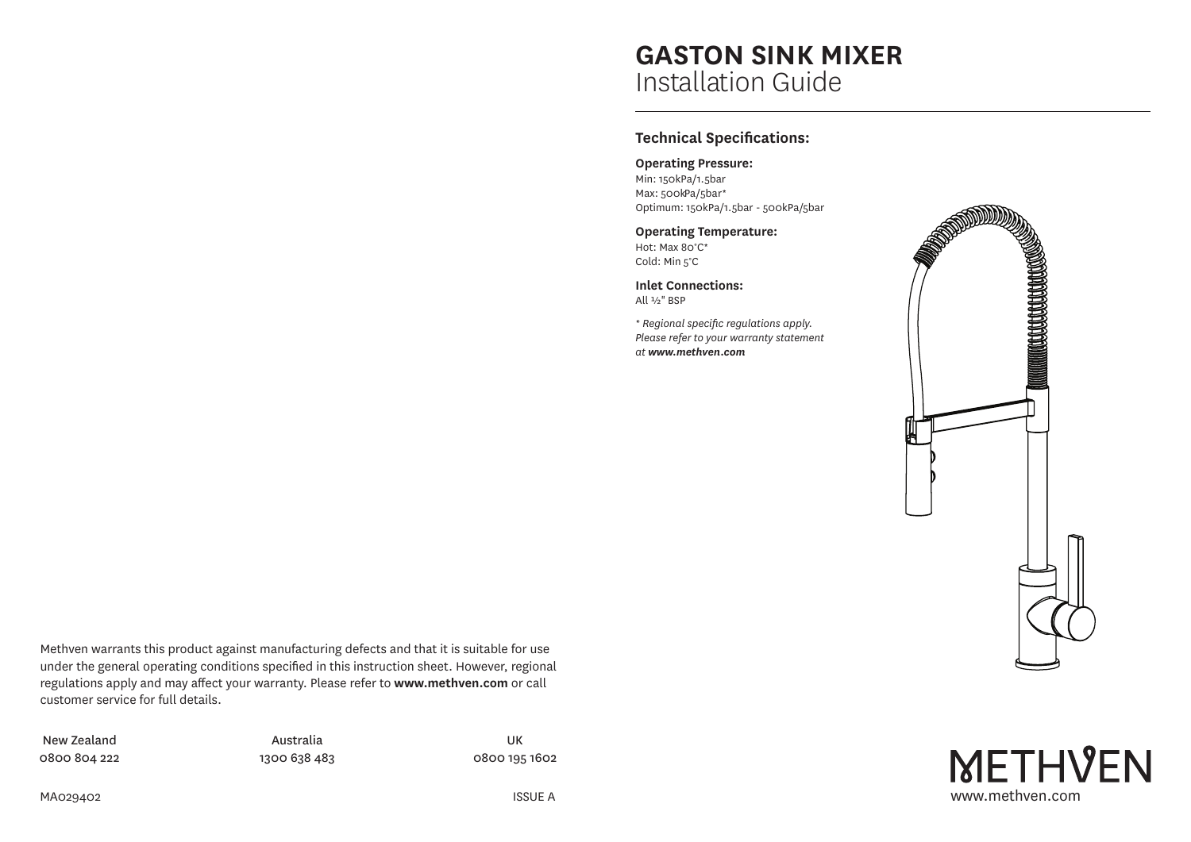# GASTON SINK MIXER
Installation Guide

## Technical Specifications:

**Operating Pressure:**
Min: 150kPa/1.5bar
Max: 500kPa/5bar*
Optimum: 150kPa/1.5bar - 500kPa/5bar

**Operating Temperature:**
Hot: Max 80°C*
Cold: Min 5°C

**Inlet Connections:**
All ½" BSP

*\* Regional specific regulations apply. Please refer to your warranty statement at **www.methven.com***

Methven warrants this product against manufacturing defects and that it is suitable for use under the general operating conditions specified in this instruction sheet. However, regional regulations apply and may affect your warranty. Please refer to **www.methven.com** or call customer service for full details.

| New Zealand | Australia | UK |
|---|---|---|
| 0800 804 222 | 1300 638 483 | 0800 195 1602 |

MA029402

ISSUE A

METHVEN
www.methven.com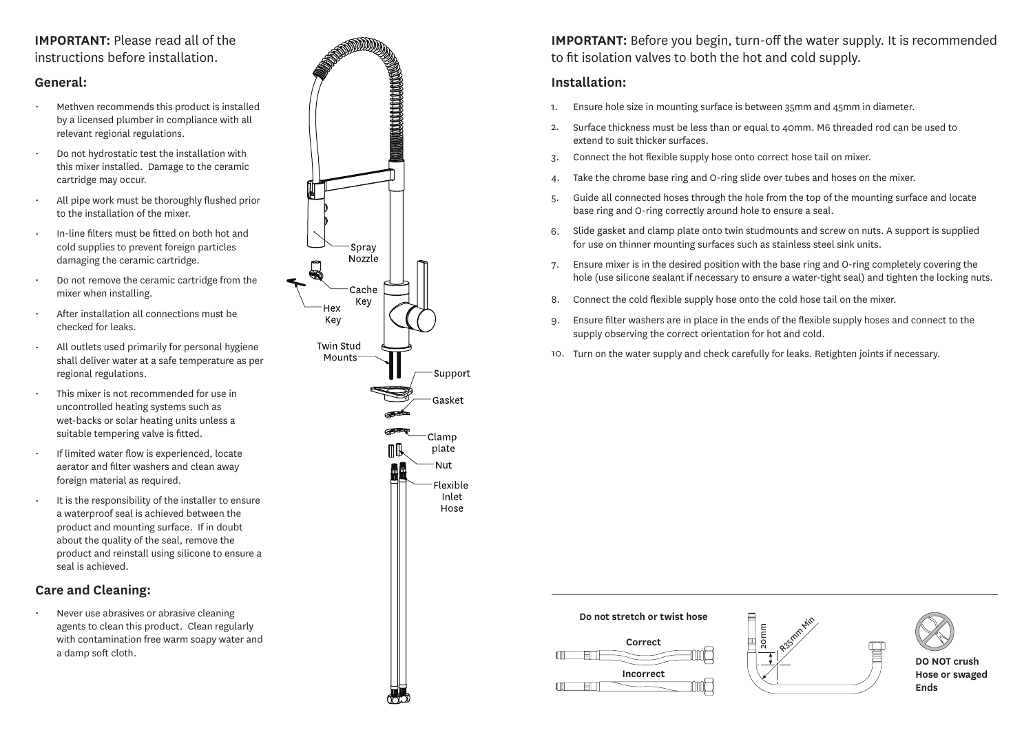**IMPORTANT:** Please read all of the instructions before installation.

### General:

- Methven recommends this product is installed by a licensed plumber in compliance with all relevant regional regulations.
- Do not hydrostatic test the installation with this mixer installed. Damage to the ceramic cartridge may occur.
- All pipe work must be thoroughly flushed prior to the installation of the mixer.
- In-line filters must be fitted on both hot and cold supplies to prevent foreign particles damaging the ceramic cartridge.
- Do not remove the ceramic cartridge from the mixer when installing.
- After installation all connections must be checked for leaks.
- All outlets used primarily for personal hygiene shall deliver water at a safe temperature as per regional regulations.
- This mixer is not recommended for use in uncontrolled heating systems such as wet-backs or solar heating units unless a suitable tempering valve is fitted.
- If limited water flow is experienced, locate aerator and filter washers and clean away foreign material as required.
- It is the responsibility of the installer to ensure a waterproof seal is achieved between the product and mounting surface. If in doubt about the quality of the seal, remove the product and reinstall using silicone to ensure a seal is achieved.

### Care and Cleaning:

- Never use abrasives or abrasive cleaning agents to clean this product. Clean regularly with contamination free warm soapy water and a damp soft cloth.

Spray Nozzle

Cache Key

Hex Key

Twin Stud Mounts

Support

Gasket

Clamp plate

Nut

Flexible Inlet Hose

**IMPORTANT:** Before you begin, turn-off the water supply. It is recommended to fit isolation valves to both the hot and cold supply.

### Installation:

1. Ensure hole size in mounting surface is between 35mm and 45mm in diameter.
2. Surface thickness must be less than or equal to 40mm. M6 threaded rod can be used to extend to suit thicker surfaces.
3. Connect the hot flexible supply hose onto correct hose tail on mixer.
4. Take the chrome base ring and O-ring slide over tubes and hoses on the mixer.
5. Guide all connected hoses through the hole from the top of the mounting surface and locate base ring and O-ring correctly around hole to ensure a seal.
6. Slide gasket and clamp plate onto twin studmounts and screw on nuts. A support is supplied for use on thinner mounting surfaces such as stainless steel sink units.
7. Ensure mixer is in the desired position with the base ring and O-ring completely covering the hole (use silicone sealant if necessary to ensure a water-tight seal) and tighten the locking nuts.
8. Connect the cold flexible supply hose onto the cold hose tail on the mixer.
9. Ensure filter washers are in place in the ends of the flexible supply hoses and connect to the supply observing the correct orientation for hot and cold.
10. Turn on the water supply and check carefully for leaks. Retighten joints if necessary.

**Do not stretch or twist hose**

**Correct**

**Incorrect**

20mm

R35mm Min

**DO NOT crush Hose or swaged Ends**